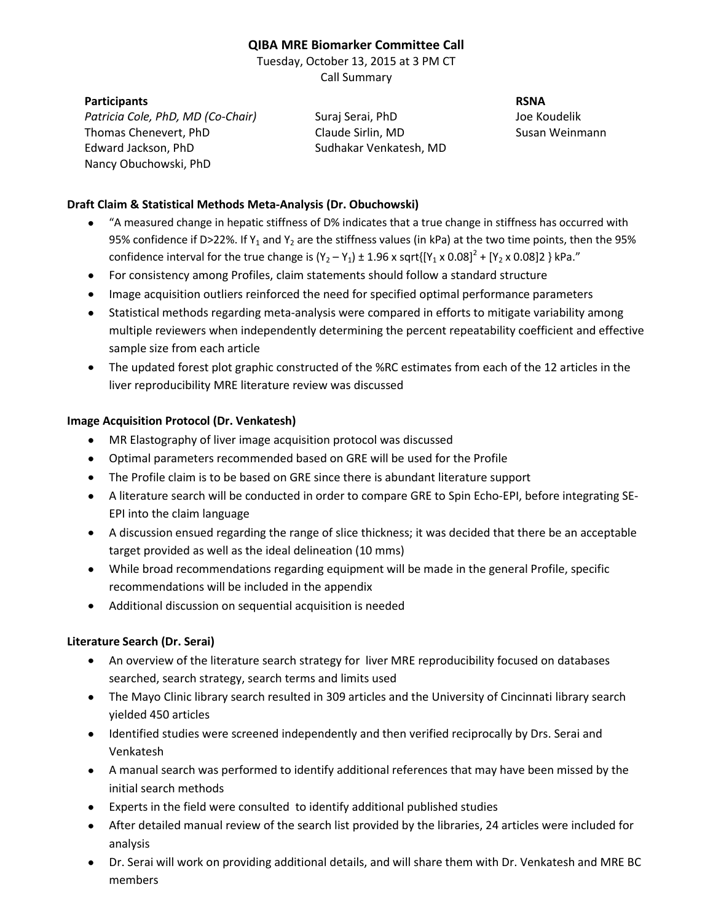# QIBA MRE Biomarker Committee Call

Tuesday, October 13, 2015 at 3 PM CT

Call Summary

**Participants**

*Patricia Cole, PhD, MD (Co-Chair)*
Thomas Chenevert, PhD
Edward Jackson, PhD
Nancy Obuchowski, PhD
Suraj Serai, PhD
Claude Sirlin, MD
Sudhakar Venkatesh, MD

**RSNA**

Joe Koudelik
Susan Weinmann

**Draft Claim & Statistical Methods Meta-Analysis (Dr. Obuchowski)**

- "A measured change in hepatic stiffness of D% indicates that a true change in stiffness has occurred with 95% confidence if D>22%. If $Y_1$ and $Y_2$ are the stiffness values (in kPa) at the two time points, then the 95% confidence interval for the true change is $(Y_2 – Y_1) \pm 1.96 \times \text{sqrt}\{[Y_1 \times 0.08]^2 + [Y_2 \times 0.08]2\}$ kPa."
- For consistency among Profiles, claim statements should follow a standard structure
- Image acquisition outliers reinforced the need for specified optimal performance parameters
- Statistical methods regarding meta-analysis were compared in efforts to mitigate variability among multiple reviewers when independently determining the percent repeatability coefficient and effective sample size from each article
- The updated forest plot graphic constructed of the %RC estimates from each of the 12 articles in the liver reproducibility MRE literature review was discussed

**Image Acquisition Protocol (Dr. Venkatesh)**

- MR Elastography of liver image acquisition protocol was discussed
- Optimal parameters recommended based on GRE will be used for the Profile
- The Profile claim is to be based on GRE since there is abundant literature support
- A literature search will be conducted in order to compare GRE to Spin Echo-EPI, before integrating SE-EPI into the claim language
- A discussion ensued regarding the range of slice thickness; it was decided that there be an acceptable target provided as well as the ideal delineation (10 mms)
- While broad recommendations regarding equipment will be made in the general Profile, specific recommendations will be included in the appendix
- Additional discussion on sequential acquisition is needed

**Literature Search (Dr. Serai)**

- An overview of the literature search strategy for liver MRE reproducibility focused on databases searched, search strategy, search terms and limits used
- The Mayo Clinic library search resulted in 309 articles and the University of Cincinnati library search yielded 450 articles
- Identified studies were screened independently and then verified reciprocally by Drs. Serai and Venkatesh
- A manual search was performed to identify additional references that may have been missed by the initial search methods
- Experts in the field were consulted to identify additional published studies
- After detailed manual review of the search list provided by the libraries, 24 articles were included for analysis
- Dr. Serai will work on providing additional details, and will share them with Dr. Venkatesh and MRE BC members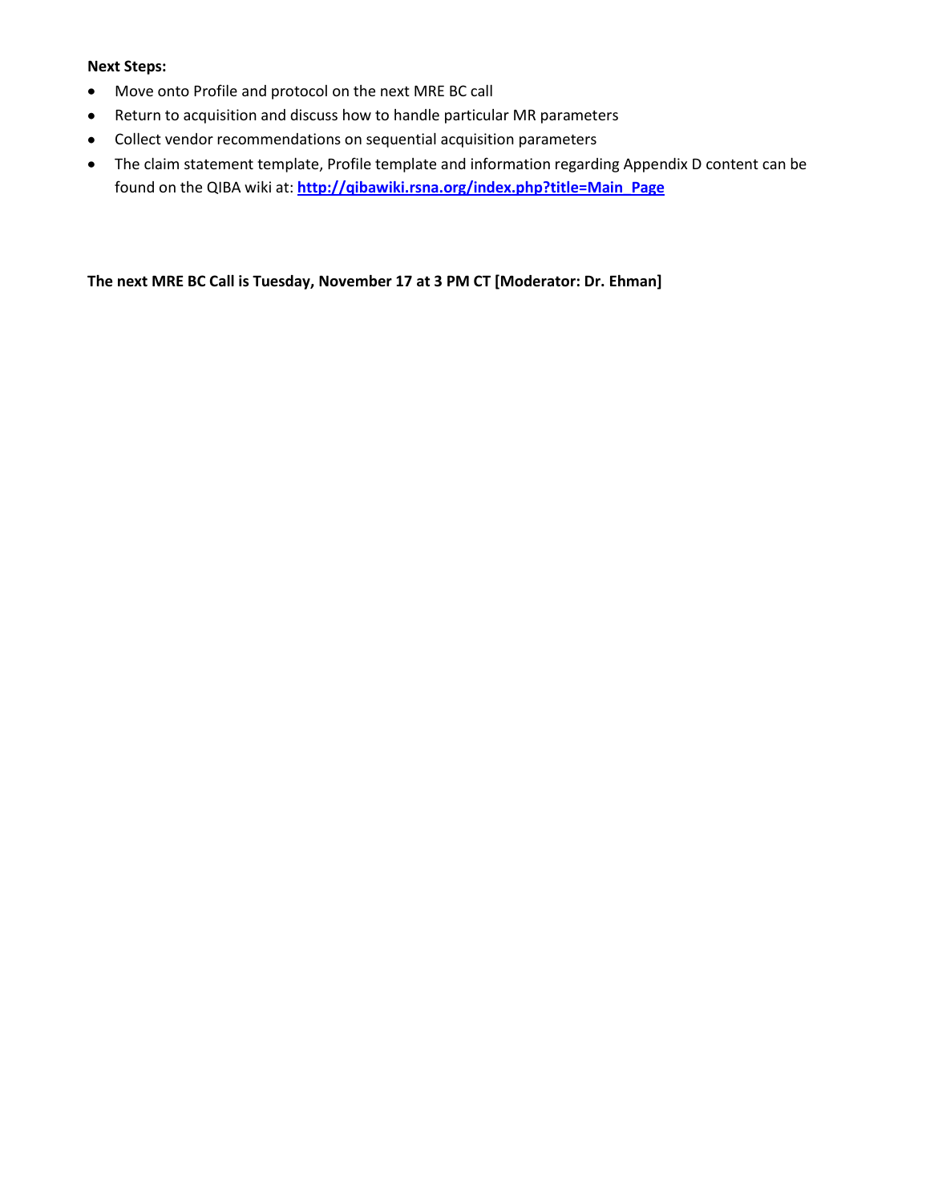**Next Steps:**

- Move onto Profile and protocol on the next MRE BC call
- Return to acquisition and discuss how to handle particular MR parameters
- Collect vendor recommendations on sequential acquisition parameters
- The claim statement template, Profile template and information regarding Appendix D content can be found on the QIBA wiki at: **http://qibawiki.rsna.org/index.php?title=Main_Page**

**The next MRE BC Call is Tuesday, November 17 at 3 PM CT [Moderator: Dr. Ehman]**